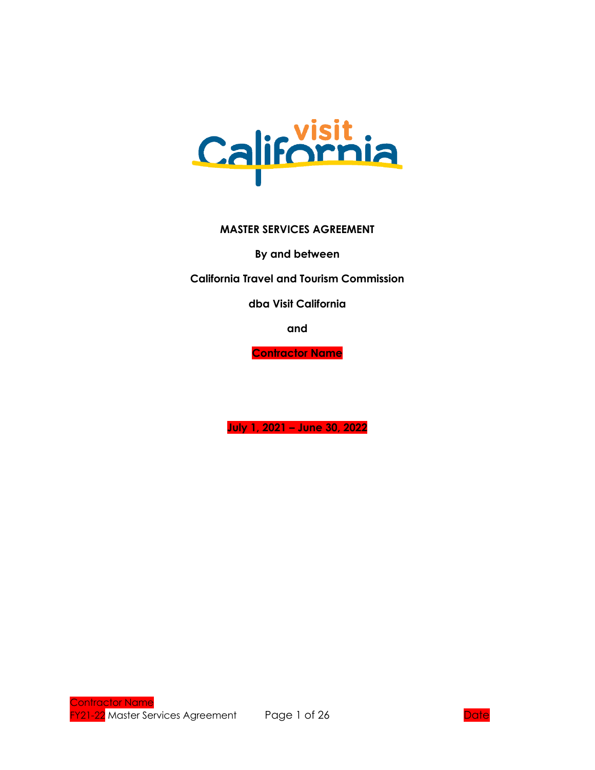**MASTER SERVICES AGREEMENT**

**By and between**

**California Travel and Tourism Commission**

**dba Visit California**

**and**

**Contractor Name**

**July 1, 2021 – June 30, 2022**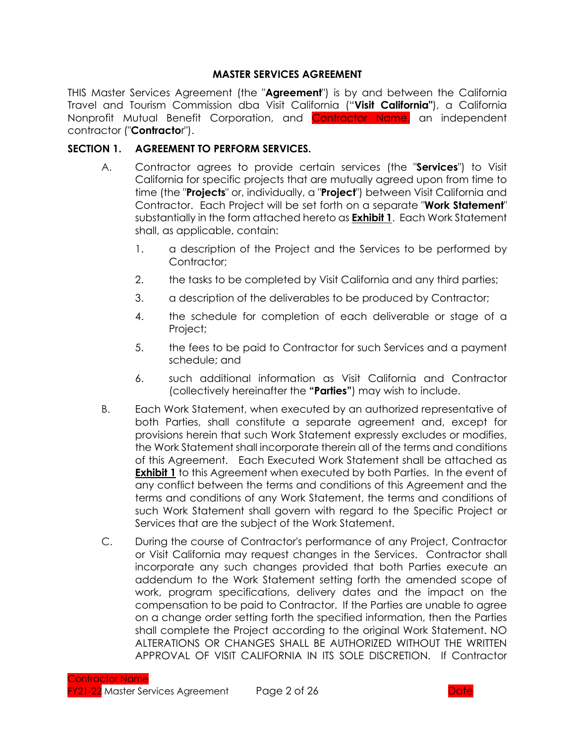## MASTER SERVICES AGREEMENT

THIS Master Services Agreement (the "**Agreement**") is by and between the California Travel and Tourism Commission dba Visit California ("**Visit California"**), a California Nonprofit Mutual Benefit Corporation, and Contractor Name, an independent contractor ("**Contracto**r").

### SECTION 1. AGREEMENT TO PERFORM SERVICES.

A. Contractor agrees to provide certain services (the "**Services**") to Visit California for specific projects that are mutually agreed upon from time to time (the "**Projects**" or, individually, a "**Project**") between Visit California and Contractor. Each Project will be set forth on a separate "**Work Statement**" substantially in the form attached hereto as **Exhibit 1**. Each Work Statement shall, as applicable, contain:

1. a description of the Project and the Services to be performed by Contractor;
2. the tasks to be completed by Visit California and any third parties;
3. a description of the deliverables to be produced by Contractor;
4. the schedule for completion of each deliverable or stage of a Project;
5. the fees to be paid to Contractor for such Services and a payment schedule; and
6. such additional information as Visit California and Contractor (collectively hereinafter the **"Parties"**) may wish to include.

B. Each Work Statement, when executed by an authorized representative of both Parties, shall constitute a separate agreement and, except for provisions herein that such Work Statement expressly excludes or modifies, the Work Statement shall incorporate therein all of the terms and conditions of this Agreement. Each Executed Work Statement shall be attached as **Exhibit 1** to this Agreement when executed by both Parties. In the event of any conflict between the terms and conditions of this Agreement and the terms and conditions of any Work Statement, the terms and conditions of such Work Statement shall govern with regard to the Specific Project or Services that are the subject of the Work Statement.

C. During the course of Contractor's performance of any Project, Contractor or Visit California may request changes in the Services. Contractor shall incorporate any such changes provided that both Parties execute an addendum to the Work Statement setting forth the amended scope of work, program specifications, delivery dates and the impact on the compensation to be paid to Contractor. If the Parties are unable to agree on a change order setting forth the specified information, then the Parties shall complete the Project according to the original Work Statement. NO ALTERATIONS OR CHANGES SHALL BE AUTHORIZED WITHOUT THE WRITTEN APPROVAL OF VISIT CALIFORNIA IN ITS SOLE DISCRETION. If Contractor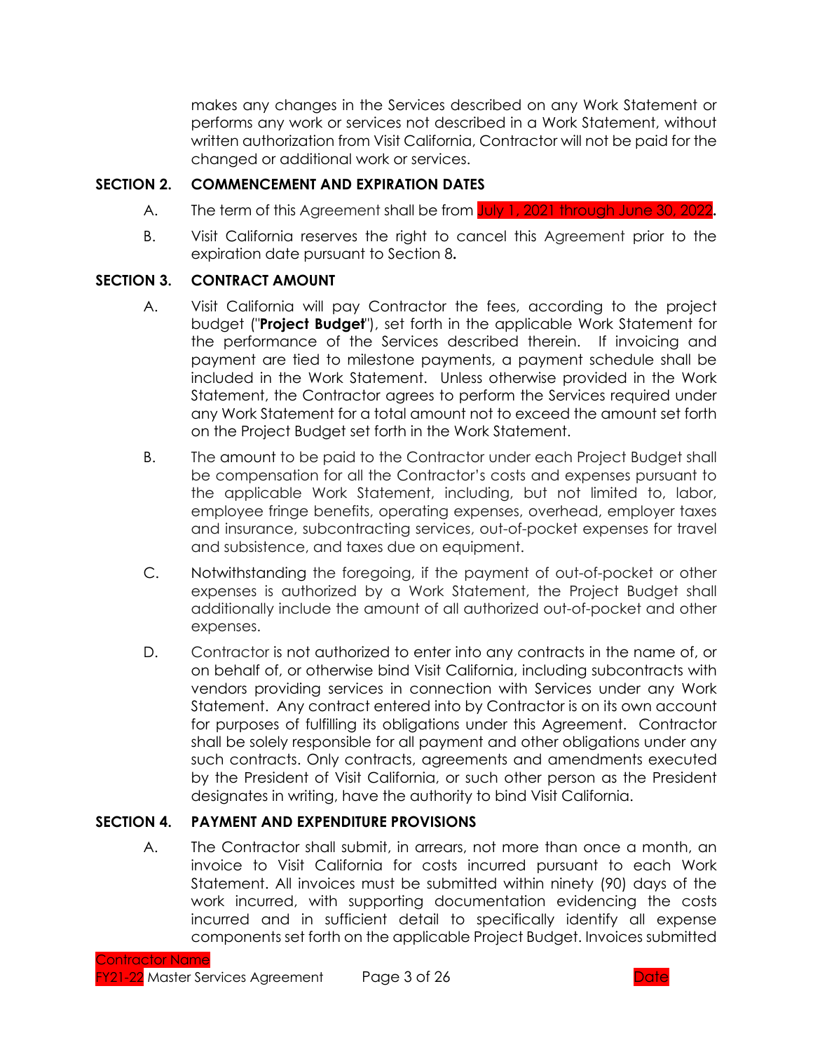makes any changes in the Services described on any Work Statement or performs any work or services not described in a Work Statement, without written authorization from Visit California, Contractor will not be paid for the changed or additional work or services.

## SECTION 2. COMMENCEMENT AND EXPIRATION DATES

A. The term of this Agreement shall be from July 1, 2021 through June 30, 2022.

B. Visit California reserves the right to cancel this Agreement prior to the expiration date pursuant to Section 8**.**

## SECTION 3. CONTRACT AMOUNT

A. Visit California will pay Contractor the fees, according to the project budget ("**Project Budget**"), set forth in the applicable Work Statement for the performance of the Services described therein. If invoicing and payment are tied to milestone payments, a payment schedule shall be included in the Work Statement. Unless otherwise provided in the Work Statement, the Contractor agrees to perform the Services required under any Work Statement for a total amount not to exceed the amount set forth on the Project Budget set forth in the Work Statement.

B. The amount to be paid to the Contractor under each Project Budget shall be compensation for all the Contractor's costs and expenses pursuant to the applicable Work Statement, including, but not limited to, labor, employee fringe benefits, operating expenses, overhead, employer taxes and insurance, subcontracting services, out-of-pocket expenses for travel and subsistence, and taxes due on equipment.

C. Notwithstanding the foregoing, if the payment of out-of-pocket or other expenses is authorized by a Work Statement, the Project Budget shall additionally include the amount of all authorized out-of-pocket and other expenses.

D. Contractor is not authorized to enter into any contracts in the name of, or on behalf of, or otherwise bind Visit California, including subcontracts with vendors providing services in connection with Services under any Work Statement. Any contract entered into by Contractor is on its own account for purposes of fulfilling its obligations under this Agreement. Contractor shall be solely responsible for all payment and other obligations under any such contracts. Only contracts, agreements and amendments executed by the President of Visit California, or such other person as the President designates in writing, have the authority to bind Visit California.

## SECTION 4. PAYMENT AND EXPENDITURE PROVISIONS

A. The Contractor shall submit, in arrears, not more than once a month, an invoice to Visit California for costs incurred pursuant to each Work Statement. All invoices must be submitted within ninety (90) days of the work incurred, with supporting documentation evidencing the costs incurred and in sufficient detail to specifically identify all expense components set forth on the applicable Project Budget. Invoices submitted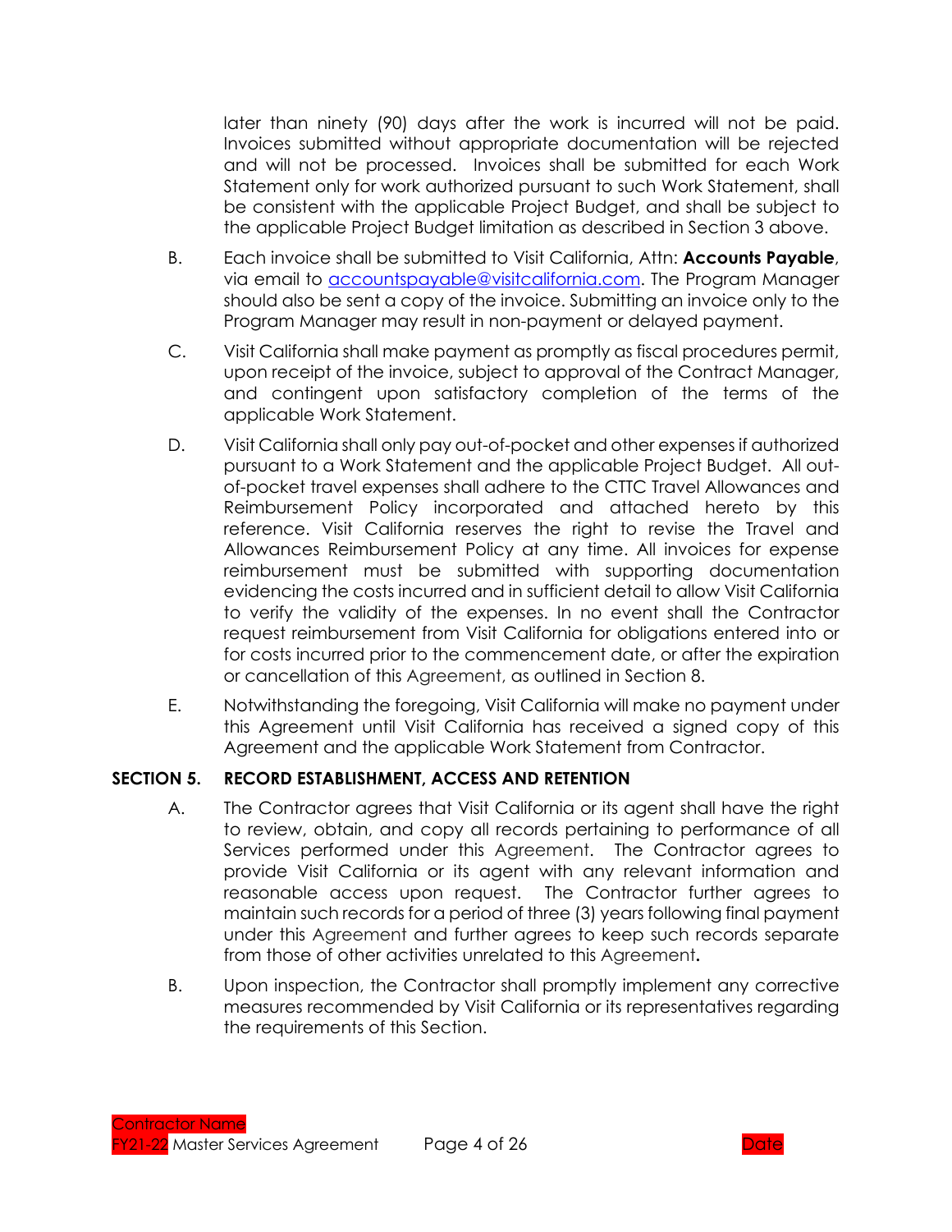later than ninety (90) days after the work is incurred will not be paid. Invoices submitted without appropriate documentation will be rejected and will not be processed. Invoices shall be submitted for each Work Statement only for work authorized pursuant to such Work Statement, shall be consistent with the applicable Project Budget, and shall be subject to the applicable Project Budget limitation as described in Section 3 above.

B. Each invoice shall be submitted to Visit California, Attn: **Accounts Payable**, via email to accountspayable@visitcalifornia.com. The Program Manager should also be sent a copy of the invoice. Submitting an invoice only to the Program Manager may result in non-payment or delayed payment.

C. Visit California shall make payment as promptly as fiscal procedures permit, upon receipt of the invoice, subject to approval of the Contract Manager, and contingent upon satisfactory completion of the terms of the applicable Work Statement.

D. Visit California shall only pay out-of-pocket and other expenses if authorized pursuant to a Work Statement and the applicable Project Budget. All out-of-pocket travel expenses shall adhere to the CTTC Travel Allowances and Reimbursement Policy incorporated and attached hereto by this reference. Visit California reserves the right to revise the Travel and Allowances Reimbursement Policy at any time. All invoices for expense reimbursement must be submitted with supporting documentation evidencing the costs incurred and in sufficient detail to allow Visit California to verify the validity of the expenses. In no event shall the Contractor request reimbursement from Visit California for obligations entered into or for costs incurred prior to the commencement date, or after the expiration or cancellation of this Agreement, as outlined in Section 8.

E. Notwithstanding the foregoing, Visit California will make no payment under this Agreement until Visit California has received a signed copy of this Agreement and the applicable Work Statement from Contractor.

## SECTION 5. RECORD ESTABLISHMENT, ACCESS AND RETENTION

A. The Contractor agrees that Visit California or its agent shall have the right to review, obtain, and copy all records pertaining to performance of all Services performed under this Agreement. The Contractor agrees to provide Visit California or its agent with any relevant information and reasonable access upon request. The Contractor further agrees to maintain such records for a period of three (3) years following final payment under this Agreement and further agrees to keep such records separate from those of other activities unrelated to this Agreement**.**

B. Upon inspection, the Contractor shall promptly implement any corrective measures recommended by Visit California or its representatives regarding the requirements of this Section.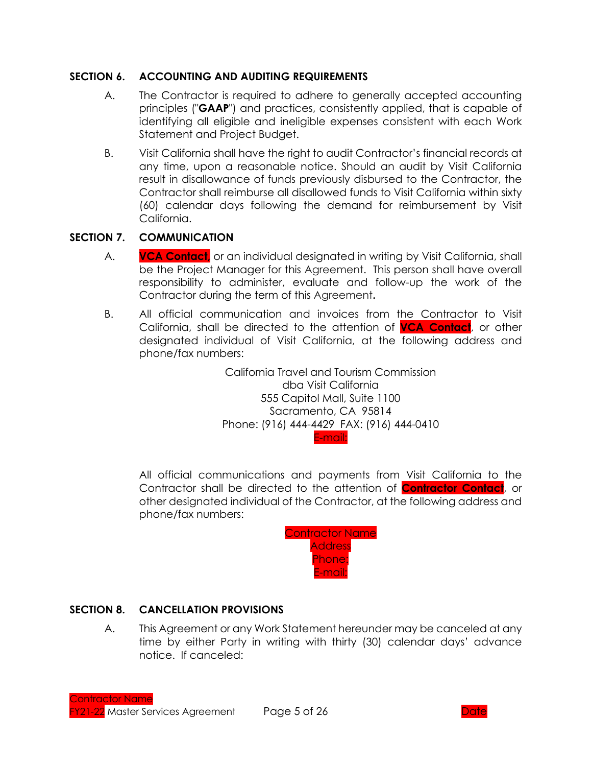## SECTION 6. ACCOUNTING AND AUDITING REQUIREMENTS

A. The Contractor is required to adhere to generally accepted accounting principles ("**GAAP**") and practices, consistently applied, that is capable of identifying all eligible and ineligible expenses consistent with each Work Statement and Project Budget.

B. Visit California shall have the right to audit Contractor's financial records at any time, upon a reasonable notice. Should an audit by Visit California result in disallowance of funds previously disbursed to the Contractor, the Contractor shall reimburse all disallowed funds to Visit California within sixty (60) calendar days following the demand for reimbursement by Visit California.

## SECTION 7. COMMUNICATION

A. **VCA Contact**, or an individual designated in writing by Visit California, shall be the Project Manager for this Agreement. This person shall have overall responsibility to administer, evaluate and follow-up the work of the Contractor during the term of this Agreement**.**

B. All official communication and invoices from the Contractor to Visit California, shall be directed to the attention of **VCA Contact**, or other designated individual of Visit California, at the following address and phone/fax numbers:

California Travel and Tourism Commission
dba Visit California
555 Capitol Mall, Suite 1100
Sacramento, CA 95814
Phone: (916) 444-4429 FAX: (916) 444-0410
E-mail:

All official communications and payments from Visit California to the Contractor shall be directed to the attention of **Contractor Contact**, or other designated individual of the Contractor, at the following address and phone/fax numbers:

Contractor Name
Address
Phone:
E-mail:

## SECTION 8. CANCELLATION PROVISIONS

A. This Agreement or any Work Statement hereunder may be canceled at any time by either Party in writing with thirty (30) calendar days' advance notice. If canceled: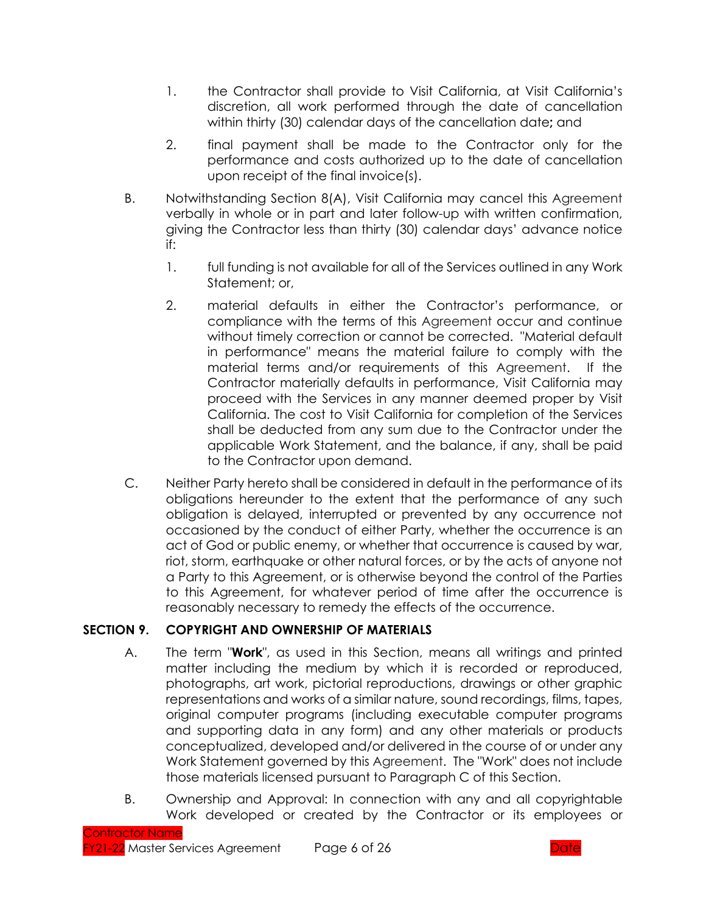1. the Contractor shall provide to Visit California, at Visit California's discretion, all work performed through the date of cancellation within thirty (30) calendar days of the cancellation date**;** and

2. final payment shall be made to the Contractor only for the performance and costs authorized up to the date of cancellation upon receipt of the final invoice(s).

B. Notwithstanding Section 8(A), Visit California may cancel this Agreement verbally in whole or in part and later follow-up with written confirmation, giving the Contractor less than thirty (30) calendar days' advance notice if:

   1. full funding is not available for all of the Services outlined in any Work Statement; or,

   2. material defaults in either the Contractor's performance, or compliance with the terms of this Agreement occur and continue without timely correction or cannot be corrected. "Material default in performance" means the material failure to comply with the material terms and/or requirements of this Agreement. If the Contractor materially defaults in performance, Visit California may proceed with the Services in any manner deemed proper by Visit California. The cost to Visit California for completion of the Services shall be deducted from any sum due to the Contractor under the applicable Work Statement, and the balance, if any, shall be paid to the Contractor upon demand.

C. Neither Party hereto shall be considered in default in the performance of its obligations hereunder to the extent that the performance of any such obligation is delayed, interrupted or prevented by any occurrence not occasioned by the conduct of either Party, whether the occurrence is an act of God or public enemy, or whether that occurrence is caused by war, riot, storm, earthquake or other natural forces, or by the acts of anyone not a Party to this Agreement, or is otherwise beyond the control of the Parties to this Agreement, for whatever period of time after the occurrence is reasonably necessary to remedy the effects of the occurrence.

## SECTION 9. COPYRIGHT AND OWNERSHIP OF MATERIALS

A. The term "**Work**", as used in this Section, means all writings and printed matter including the medium by which it is recorded or reproduced, photographs, art work, pictorial reproductions, drawings or other graphic representations and works of a similar nature, sound recordings, films, tapes, original computer programs (including executable computer programs and supporting data in any form) and any other materials or products conceptualized, developed and/or delivered in the course of or under any Work Statement governed by this Agreement. The "Work" does not include those materials licensed pursuant to Paragraph C of this Section.

B. Ownership and Approval: In connection with any and all copyrightable Work developed or created by the Contractor or its employees or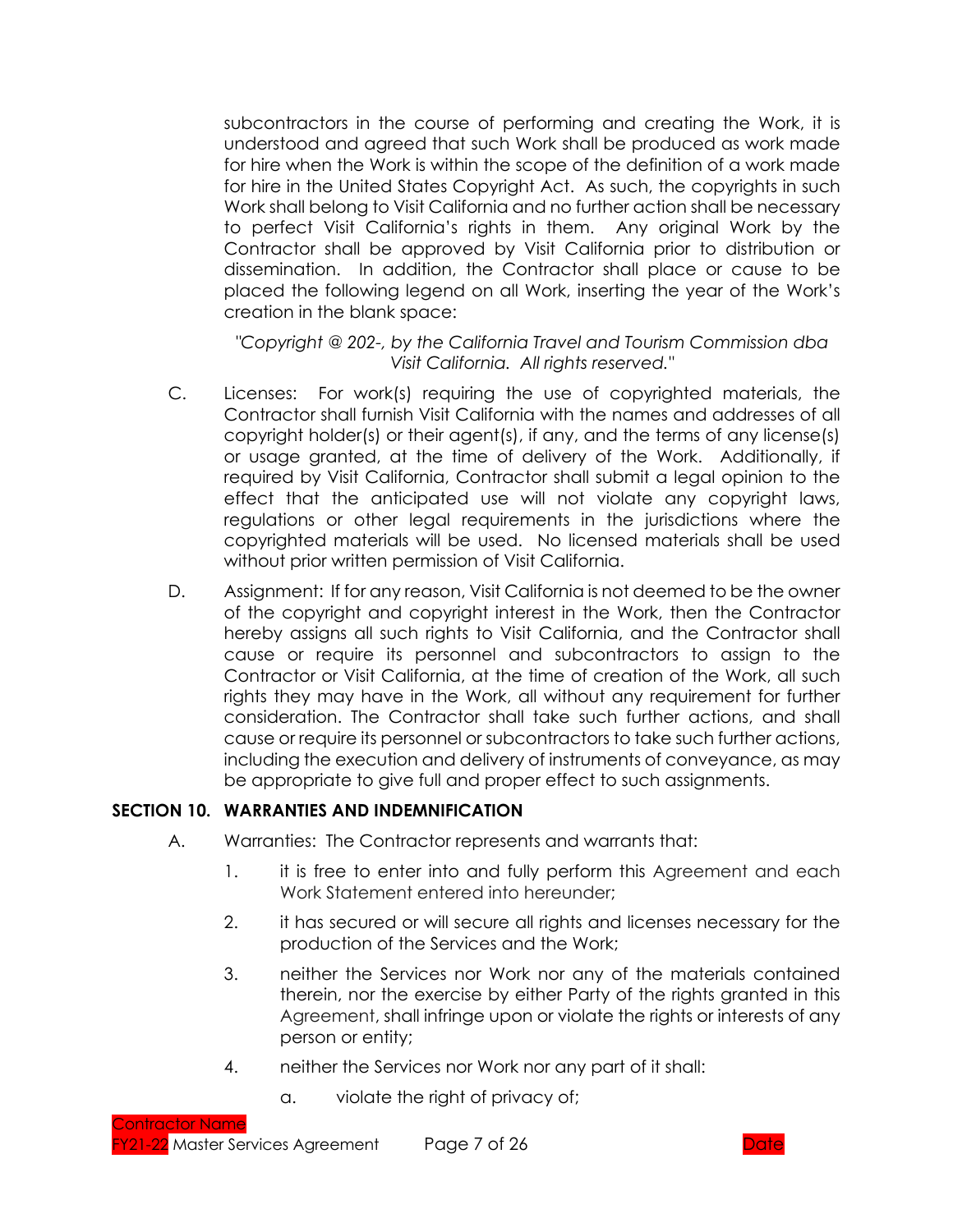subcontractors in the course of performing and creating the Work, it is understood and agreed that such Work shall be produced as work made for hire when the Work is within the scope of the definition of a work made for hire in the United States Copyright Act. As such, the copyrights in such Work shall belong to Visit California and no further action shall be necessary to perfect Visit California's rights in them. Any original Work by the Contractor shall be approved by Visit California prior to distribution or dissemination. In addition, the Contractor shall place or cause to be placed the following legend on all Work, inserting the year of the Work's creation in the blank space:

*"Copyright @ 202-, by the California Travel and Tourism Commission dba Visit California. All rights reserved."*

C. Licenses: For work(s) requiring the use of copyrighted materials, the Contractor shall furnish Visit California with the names and addresses of all copyright holder(s) or their agent(s), if any, and the terms of any license(s) or usage granted, at the time of delivery of the Work. Additionally, if required by Visit California, Contractor shall submit a legal opinion to the effect that the anticipated use will not violate any copyright laws, regulations or other legal requirements in the jurisdictions where the copyrighted materials will be used. No licensed materials shall be used without prior written permission of Visit California.

D. Assignment: If for any reason, Visit California is not deemed to be the owner of the copyright and copyright interest in the Work, then the Contractor hereby assigns all such rights to Visit California, and the Contractor shall cause or require its personnel and subcontractors to assign to the Contractor or Visit California, at the time of creation of the Work, all such rights they may have in the Work, all without any requirement for further consideration. The Contractor shall take such further actions, and shall cause or require its personnel or subcontractors to take such further actions, including the execution and delivery of instruments of conveyance, as may be appropriate to give full and proper effect to such assignments.

## SECTION 10. WARRANTIES AND INDEMNIFICATION

A. Warranties: The Contractor represents and warrants that:

1. it is free to enter into and fully perform this Agreement and each Work Statement entered into hereunder;
2. it has secured or will secure all rights and licenses necessary for the production of the Services and the Work;
3. neither the Services nor Work nor any of the materials contained therein, nor the exercise by either Party of the rights granted in this Agreement, shall infringe upon or violate the rights or interests of any person or entity;
4. neither the Services nor Work nor any part of it shall:
   a. violate the right of privacy of;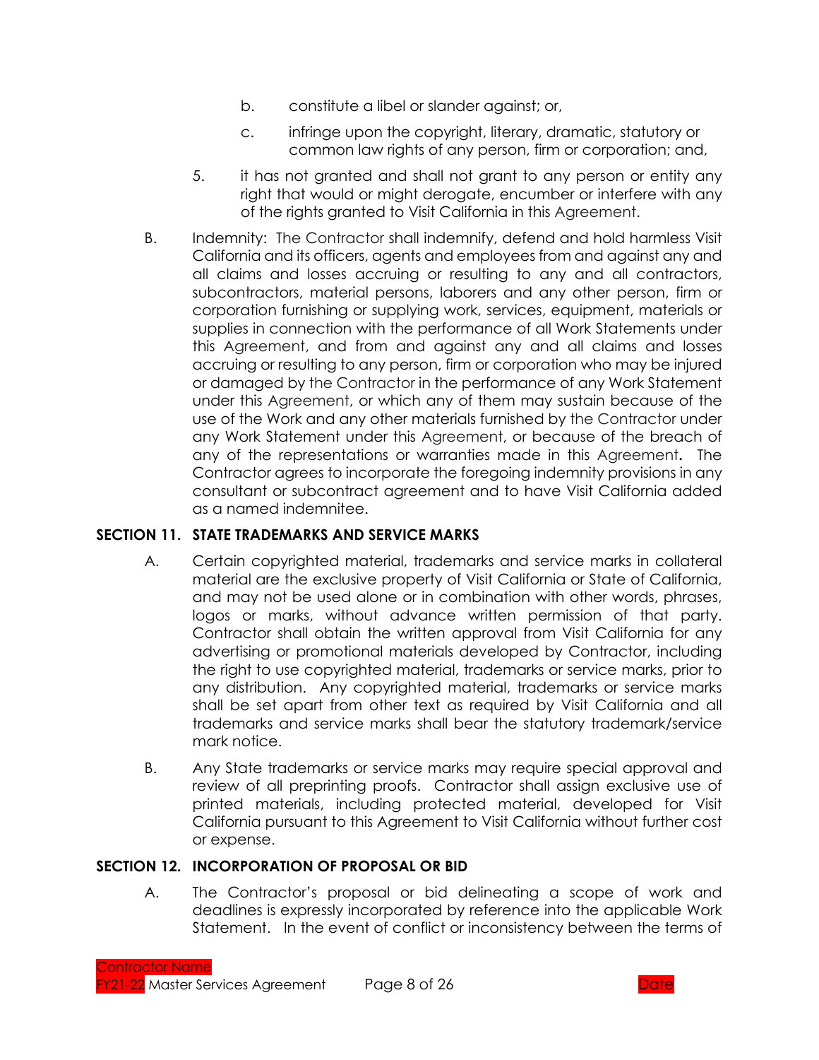b. constitute a libel or slander against; or,

c. infringe upon the copyright, literary, dramatic, statutory or common law rights of any person, firm or corporation; and,

5. it has not granted and shall not grant to any person or entity any right that would or might derogate, encumber or interfere with any of the rights granted to Visit California in this Agreement.

B. Indemnity: The Contractor shall indemnify, defend and hold harmless Visit California and its officers, agents and employees from and against any and all claims and losses accruing or resulting to any and all contractors, subcontractors, material persons, laborers and any other person, firm or corporation furnishing or supplying work, services, equipment, materials or supplies in connection with the performance of all Work Statements under this Agreement, and from and against any and all claims and losses accruing or resulting to any person, firm or corporation who may be injured or damaged by the Contractor in the performance of any Work Statement under this Agreement, or which any of them may sustain because of the use of the Work and any other materials furnished by the Contractor under any Work Statement under this Agreement, or because of the breach of any of the representations or warranties made in this Agreement**.** The Contractor agrees to incorporate the foregoing indemnity provisions in any consultant or subcontract agreement and to have Visit California added as a named indemnitee.

## SECTION 11. STATE TRADEMARKS AND SERVICE MARKS

A. Certain copyrighted material, trademarks and service marks in collateral material are the exclusive property of Visit California or State of California, and may not be used alone or in combination with other words, phrases, logos or marks, without advance written permission of that party. Contractor shall obtain the written approval from Visit California for any advertising or promotional materials developed by Contractor, including the right to use copyrighted material, trademarks or service marks, prior to any distribution. Any copyrighted material, trademarks or service marks shall be set apart from other text as required by Visit California and all trademarks and service marks shall bear the statutory trademark/service mark notice.

B. Any State trademarks or service marks may require special approval and review of all preprinting proofs. Contractor shall assign exclusive use of printed materials, including protected material, developed for Visit California pursuant to this Agreement to Visit California without further cost or expense.

## SECTION 12. INCORPORATION OF PROPOSAL OR BID

A. The Contractor's proposal or bid delineating a scope of work and deadlines is expressly incorporated by reference into the applicable Work Statement. In the event of conflict or inconsistency between the terms of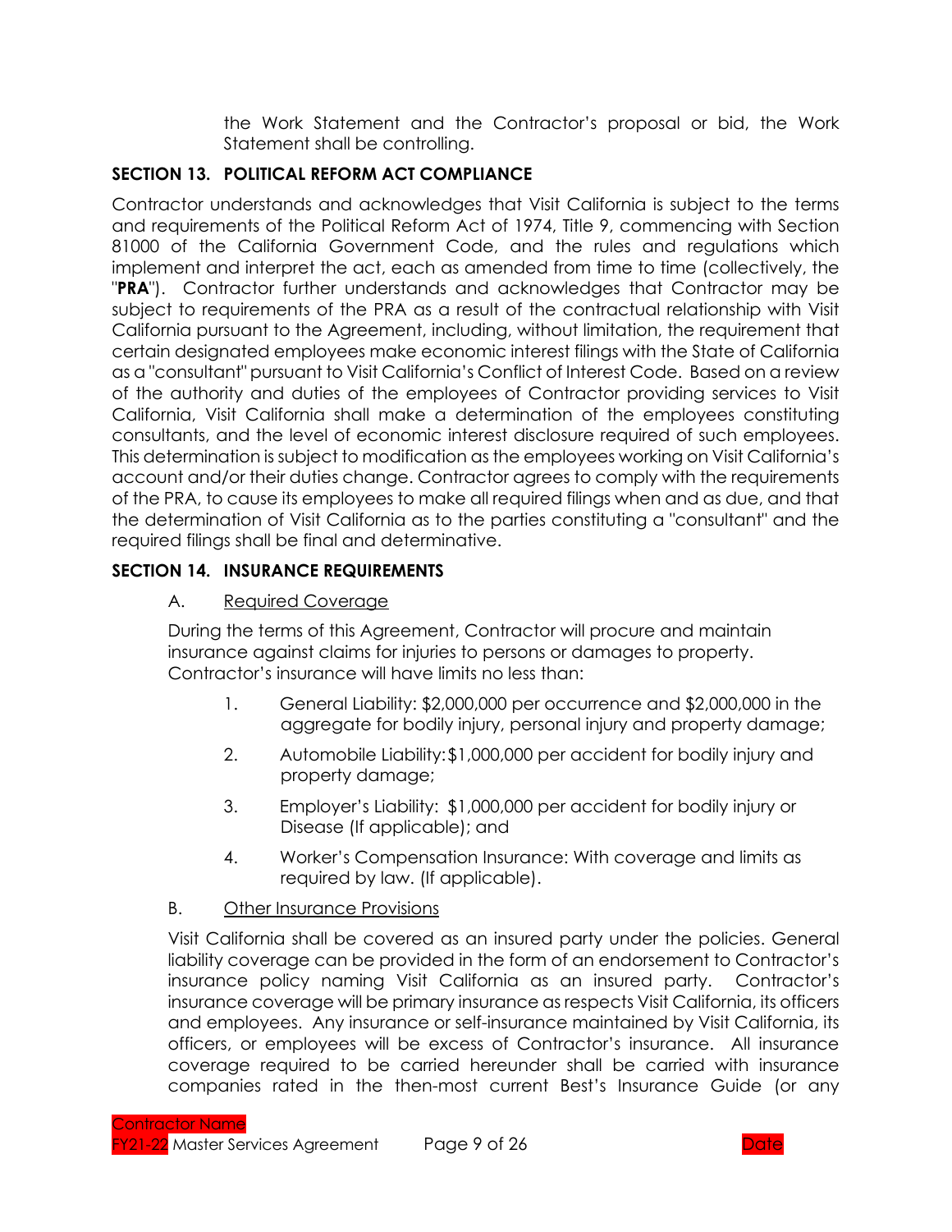the Work Statement and the Contractor's proposal or bid, the Work Statement shall be controlling.

## SECTION 13. POLITICAL REFORM ACT COMPLIANCE

Contractor understands and acknowledges that Visit California is subject to the terms and requirements of the Political Reform Act of 1974, Title 9, commencing with Section 81000 of the California Government Code, and the rules and regulations which implement and interpret the act, each as amended from time to time (collectively, the "**PRA**"). Contractor further understands and acknowledges that Contractor may be subject to requirements of the PRA as a result of the contractual relationship with Visit California pursuant to the Agreement, including, without limitation, the requirement that certain designated employees make economic interest filings with the State of California as a "consultant" pursuant to Visit California's Conflict of Interest Code. Based on a review of the authority and duties of the employees of Contractor providing services to Visit California, Visit California shall make a determination of the employees constituting consultants, and the level of economic interest disclosure required of such employees. This determination is subject to modification as the employees working on Visit California's account and/or their duties change. Contractor agrees to comply with the requirements of the PRA, to cause its employees to make all required filings when and as due, and that the determination of Visit California as to the parties constituting a "consultant" and the required filings shall be final and determinative.

## SECTION 14. INSURANCE REQUIREMENTS

A. Required Coverage

During the terms of this Agreement, Contractor will procure and maintain insurance against claims for injuries to persons or damages to property. Contractor's insurance will have limits no less than:

1. General Liability: $2,000,000 per occurrence and $2,000,000 in the aggregate for bodily injury, personal injury and property damage;
2. Automobile Liability: $1,000,000 per accident for bodily injury and property damage;
3. Employer's Liability: $1,000,000 per accident for bodily injury or Disease (If applicable); and
4. Worker's Compensation Insurance: With coverage and limits as required by law. (If applicable).

B. Other Insurance Provisions

Visit California shall be covered as an insured party under the policies. General liability coverage can be provided in the form of an endorsement to Contractor's insurance policy naming Visit California as an insured party. Contractor's insurance coverage will be primary insurance as respects Visit California, its officers and employees. Any insurance or self-insurance maintained by Visit California, its officers, or employees will be excess of Contractor's insurance. All insurance coverage required to be carried hereunder shall be carried with insurance companies rated in the then-most current Best's Insurance Guide (or any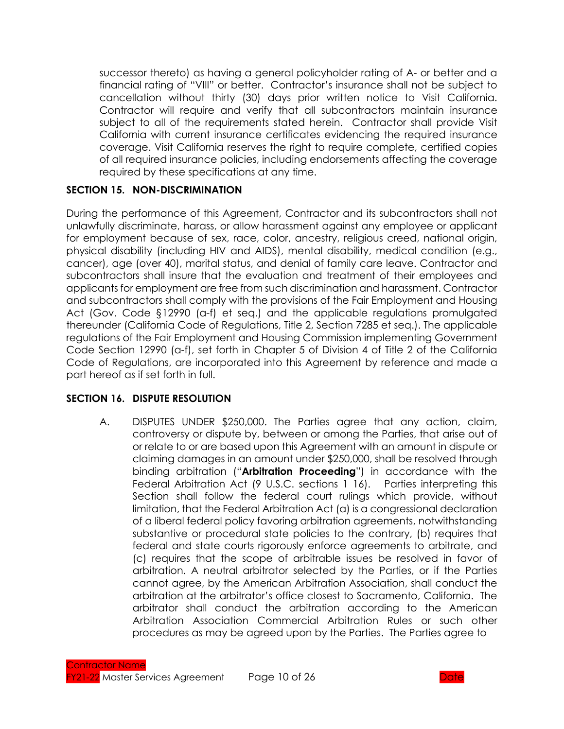successor thereto) as having a general policyholder rating of A- or better and a financial rating of "VIII" or better. Contractor's insurance shall not be subject to cancellation without thirty (30) days prior written notice to Visit California. Contractor will require and verify that all subcontractors maintain insurance subject to all of the requirements stated herein. Contractor shall provide Visit California with current insurance certificates evidencing the required insurance coverage. Visit California reserves the right to require complete, certified copies of all required insurance policies, including endorsements affecting the coverage required by these specifications at any time.

## SECTION 15. NON-DISCRIMINATION

During the performance of this Agreement, Contractor and its subcontractors shall not unlawfully discriminate, harass, or allow harassment against any employee or applicant for employment because of sex, race, color, ancestry, religious creed, national origin, physical disability (including HIV and AIDS), mental disability, medical condition (e.g., cancer), age (over 40), marital status, and denial of family care leave. Contractor and subcontractors shall insure that the evaluation and treatment of their employees and applicants for employment are free from such discrimination and harassment. Contractor and subcontractors shall comply with the provisions of the Fair Employment and Housing Act (Gov. Code §12990 (a-f) et seq.) and the applicable regulations promulgated thereunder (California Code of Regulations, Title 2, Section 7285 et seq.). The applicable regulations of the Fair Employment and Housing Commission implementing Government Code Section 12990 (a-f), set forth in Chapter 5 of Division 4 of Title 2 of the California Code of Regulations, are incorporated into this Agreement by reference and made a part hereof as if set forth in full.

## SECTION 16. DISPUTE RESOLUTION

A. DISPUTES UNDER $250,000. The Parties agree that any action, claim, controversy or dispute by, between or among the Parties, that arise out of or relate to or are based upon this Agreement with an amount in dispute or claiming damages in an amount under $250,000, shall be resolved through binding arbitration ("**Arbitration Proceeding**") in accordance with the Federal Arbitration Act (9 U.S.C. sections 1 16). Parties interpreting this Section shall follow the federal court rulings which provide, without limitation, that the Federal Arbitration Act (a) is a congressional declaration of a liberal federal policy favoring arbitration agreements, notwithstanding substantive or procedural state policies to the contrary, (b) requires that federal and state courts rigorously enforce agreements to arbitrate, and (c) requires that the scope of arbitrable issues be resolved in favor of arbitration. A neutral arbitrator selected by the Parties, or if the Parties cannot agree, by the American Arbitration Association, shall conduct the arbitration at the arbitrator's office closest to Sacramento, California. The arbitrator shall conduct the arbitration according to the American Arbitration Association Commercial Arbitration Rules or such other procedures as may be agreed upon by the Parties. The Parties agree to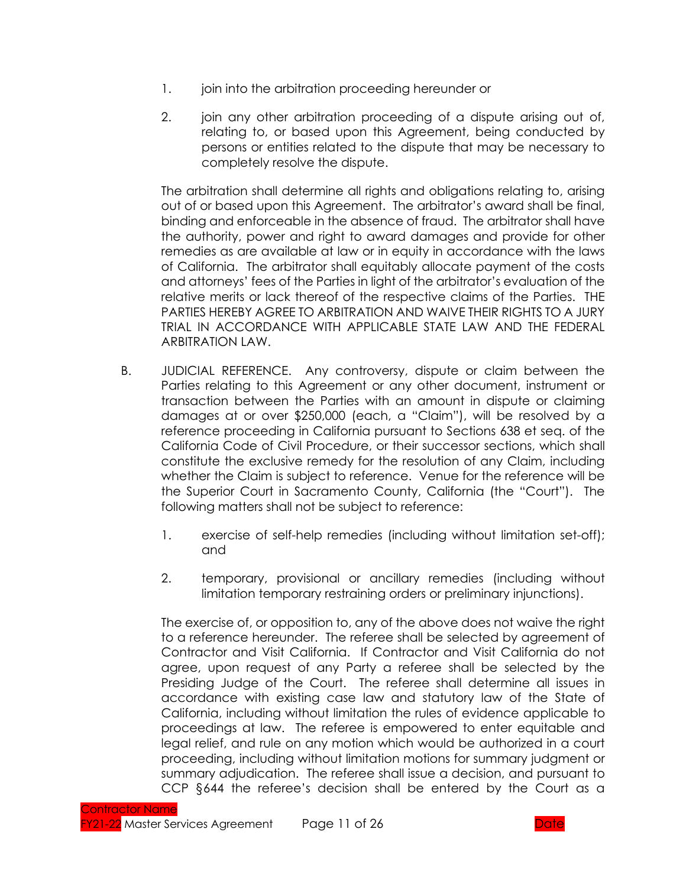1. join into the arbitration proceeding hereunder or

2. join any other arbitration proceeding of a dispute arising out of, relating to, or based upon this Agreement, being conducted by persons or entities related to the dispute that may be necessary to completely resolve the dispute.

The arbitration shall determine all rights and obligations relating to, arising out of or based upon this Agreement. The arbitrator's award shall be final, binding and enforceable in the absence of fraud. The arbitrator shall have the authority, power and right to award damages and provide for other remedies as are available at law or in equity in accordance with the laws of California. The arbitrator shall equitably allocate payment of the costs and attorneys' fees of the Parties in light of the arbitrator's evaluation of the relative merits or lack thereof of the respective claims of the Parties. THE PARTIES HEREBY AGREE TO ARBITRATION AND WAIVE THEIR RIGHTS TO A JURY TRIAL IN ACCORDANCE WITH APPLICABLE STATE LAW AND THE FEDERAL ARBITRATION LAW.

B. JUDICIAL REFERENCE. Any controversy, dispute or claim between the Parties relating to this Agreement or any other document, instrument or transaction between the Parties with an amount in dispute or claiming damages at or over $250,000 (each, a "Claim"), will be resolved by a reference proceeding in California pursuant to Sections 638 et seq. of the California Code of Civil Procedure, or their successor sections, which shall constitute the exclusive remedy for the resolution of any Claim, including whether the Claim is subject to reference. Venue for the reference will be the Superior Court in Sacramento County, California (the "Court"). The following matters shall not be subject to reference:

1. exercise of self-help remedies (including without limitation set-off); and

2. temporary, provisional or ancillary remedies (including without limitation temporary restraining orders or preliminary injunctions).

The exercise of, or opposition to, any of the above does not waive the right to a reference hereunder. The referee shall be selected by agreement of Contractor and Visit California. If Contractor and Visit California do not agree, upon request of any Party a referee shall be selected by the Presiding Judge of the Court. The referee shall determine all issues in accordance with existing case law and statutory law of the State of California, including without limitation the rules of evidence applicable to proceedings at law. The referee is empowered to enter equitable and legal relief, and rule on any motion which would be authorized in a court proceeding, including without limitation motions for summary judgment or summary adjudication. The referee shall issue a decision, and pursuant to CCP §644 the referee's decision shall be entered by the Court as a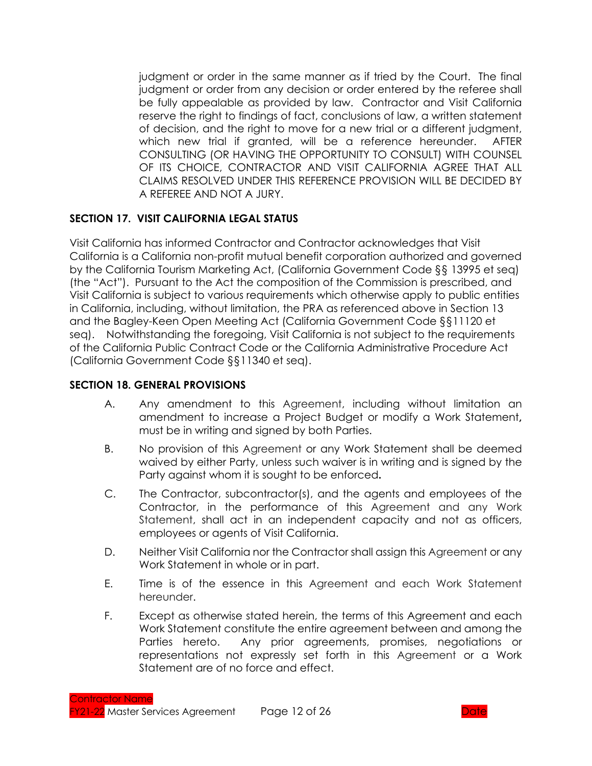judgment or order in the same manner as if tried by the Court. The final judgment or order from any decision or order entered by the referee shall be fully appealable as provided by law. Contractor and Visit California reserve the right to findings of fact, conclusions of law, a written statement of decision, and the right to move for a new trial or a different judgment, which new trial if granted, will be a reference hereunder. AFTER CONSULTING (OR HAVING THE OPPORTUNITY TO CONSULT) WITH COUNSEL OF ITS CHOICE, CONTRACTOR AND VISIT CALIFORNIA AGREE THAT ALL CLAIMS RESOLVED UNDER THIS REFERENCE PROVISION WILL BE DECIDED BY A REFEREE AND NOT A JURY.

## SECTION 17. VISIT CALIFORNIA LEGAL STATUS

Visit California has informed Contractor and Contractor acknowledges that Visit California is a California non-profit mutual benefit corporation authorized and governed by the California Tourism Marketing Act, (California Government Code §§ 13995 et seq) (the "Act"). Pursuant to the Act the composition of the Commission is prescribed, and Visit California is subject to various requirements which otherwise apply to public entities in California, including, without limitation, the PRA as referenced above in Section 13 and the Bagley-Keen Open Meeting Act (California Government Code §§11120 et seq). Notwithstanding the foregoing, Visit California is not subject to the requirements of the California Public Contract Code or the California Administrative Procedure Act (California Government Code §§11340 et seq).

## SECTION 18. GENERAL PROVISIONS

A. Any amendment to this Agreement, including without limitation an amendment to increase a Project Budget or modify a Work Statement**,** must be in writing and signed by both Parties.

B. No provision of this Agreement or any Work Statement shall be deemed waived by either Party, unless such waiver is in writing and is signed by the Party against whom it is sought to be enforced**.**

C. The Contractor, subcontractor(s), and the agents and employees of the Contractor, in the performance of this Agreement and any Work Statement, shall act in an independent capacity and not as officers, employees or agents of Visit California.

D. Neither Visit California nor the Contractor shall assign this Agreement or any Work Statement in whole or in part.

E. Time is of the essence in this Agreement and each Work Statement hereunder.

F. Except as otherwise stated herein, the terms of this Agreement and each Work Statement constitute the entire agreement between and among the Parties hereto. Any prior agreements, promises, negotiations or representations not expressly set forth in this Agreement or a Work Statement are of no force and effect.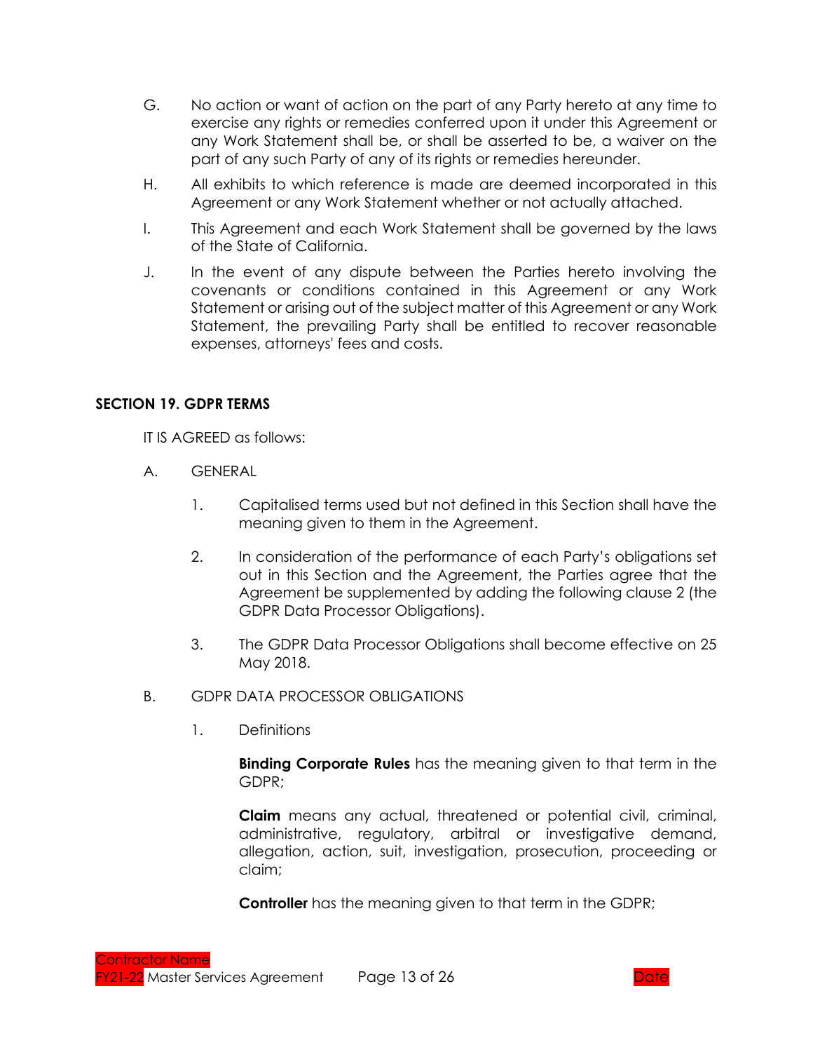G. No action or want of action on the part of any Party hereto at any time to exercise any rights or remedies conferred upon it under this Agreement or any Work Statement shall be, or shall be asserted to be, a waiver on the part of any such Party of any of its rights or remedies hereunder.

H. All exhibits to which reference is made are deemed incorporated in this Agreement or any Work Statement whether or not actually attached.

I. This Agreement and each Work Statement shall be governed by the laws of the State of California.

J. In the event of any dispute between the Parties hereto involving the covenants or conditions contained in this Agreement or any Work Statement or arising out of the subject matter of this Agreement or any Work Statement, the prevailing Party shall be entitled to recover reasonable expenses, attorneys' fees and costs.

## SECTION 19. GDPR TERMS

IT IS AGREED as follows:

A. GENERAL

1. Capitalised terms used but not defined in this Section shall have the meaning given to them in the Agreement.

2. In consideration of the performance of each Party's obligations set out in this Section and the Agreement, the Parties agree that the Agreement be supplemented by adding the following clause 2 (the GDPR Data Processor Obligations).

3. The GDPR Data Processor Obligations shall become effective on 25 May 2018.

B. GDPR DATA PROCESSOR OBLIGATIONS

1. Definitions

**Binding Corporate Rules** has the meaning given to that term in the GDPR;

**Claim** means any actual, threatened or potential civil, criminal, administrative, regulatory, arbitral or investigative demand, allegation, action, suit, investigation, prosecution, proceeding or claim;

**Controller** has the meaning given to that term in the GDPR;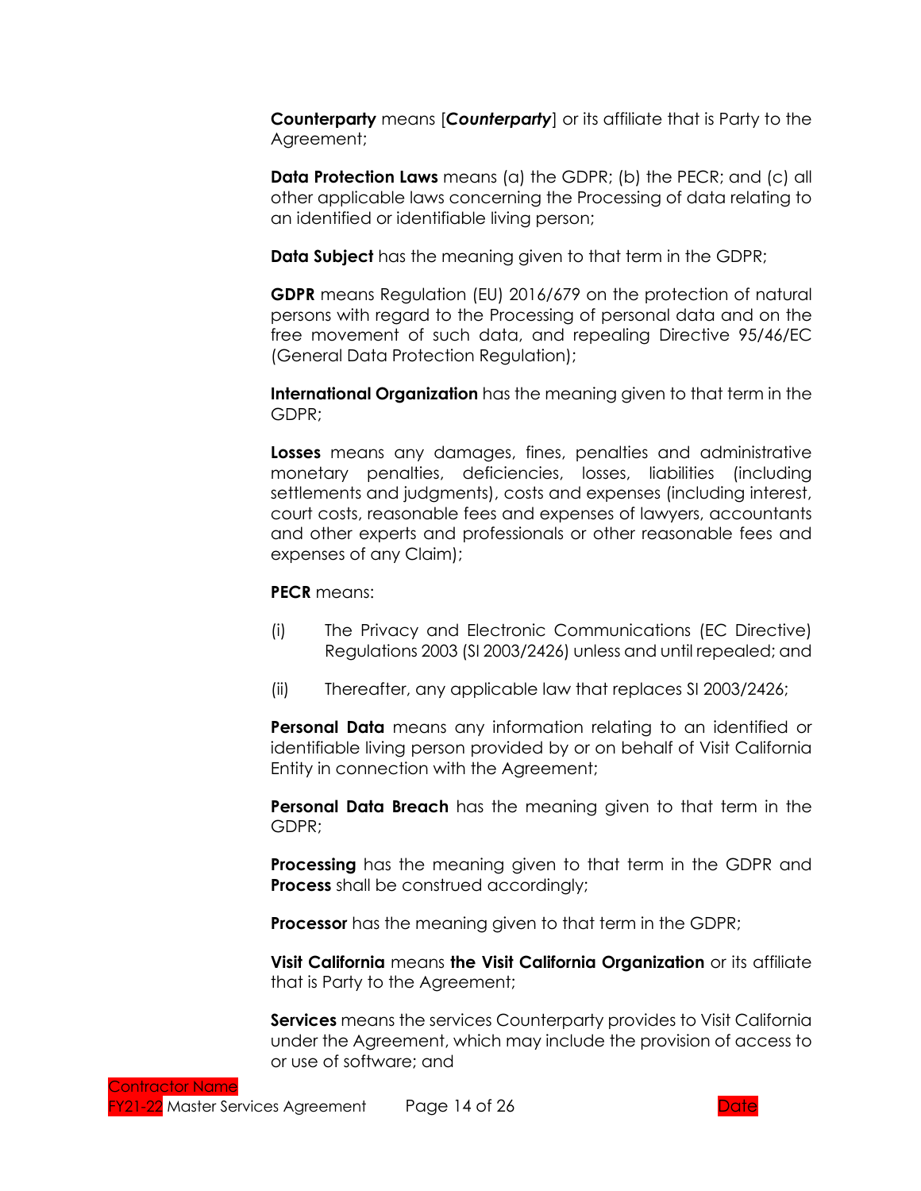**Counterparty** means [***Counterparty***] or its affiliate that is Party to the Agreement;

**Data Protection Laws** means (a) the GDPR; (b) the PECR; and (c) all other applicable laws concerning the Processing of data relating to an identified or identifiable living person;

**Data Subject** has the meaning given to that term in the GDPR;

**GDPR** means Regulation (EU) 2016/679 on the protection of natural persons with regard to the Processing of personal data and on the free movement of such data, and repealing Directive 95/46/EC (General Data Protection Regulation);

**International Organization** has the meaning given to that term in the GDPR;

**Losses** means any damages, fines, penalties and administrative monetary penalties, deficiencies, losses, liabilities (including settlements and judgments), costs and expenses (including interest, court costs, reasonable fees and expenses of lawyers, accountants and other experts and professionals or other reasonable fees and expenses of any Claim);

**PECR** means:

(i) The Privacy and Electronic Communications (EC Directive) Regulations 2003 (SI 2003/2426) unless and until repealed; and

(ii) Thereafter, any applicable law that replaces SI 2003/2426;

**Personal Data** means any information relating to an identified or identifiable living person provided by or on behalf of Visit California Entity in connection with the Agreement;

**Personal Data Breach** has the meaning given to that term in the GDPR;

**Processing** has the meaning given to that term in the GDPR and **Process** shall be construed accordingly;

**Processor** has the meaning given to that term in the GDPR;

**Visit California** means **the Visit California Organization** or its affiliate that is Party to the Agreement;

**Services** means the services Counterparty provides to Visit California under the Agreement, which may include the provision of access to or use of software; and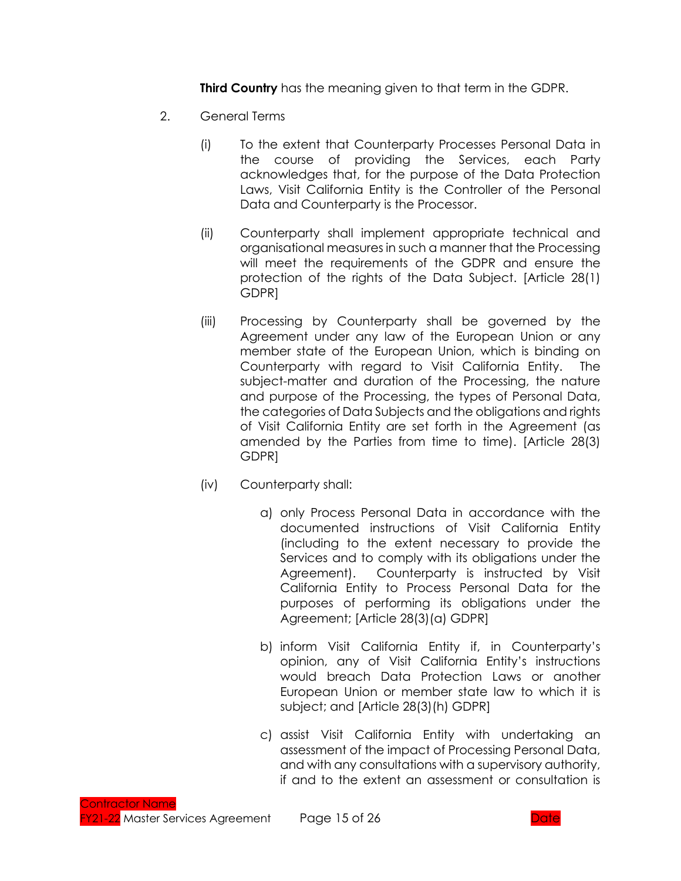**Third Country** has the meaning given to that term in the GDPR.

2. General Terms

   (i) To the extent that Counterparty Processes Personal Data in the course of providing the Services, each Party acknowledges that, for the purpose of the Data Protection Laws, Visit California Entity is the Controller of the Personal Data and Counterparty is the Processor.

   (ii) Counterparty shall implement appropriate technical and organisational measures in such a manner that the Processing will meet the requirements of the GDPR and ensure the protection of the rights of the Data Subject. [Article 28(1) GDPR]

   (iii) Processing by Counterparty shall be governed by the Agreement under any law of the European Union or any member state of the European Union, which is binding on Counterparty with regard to Visit California Entity. The subject-matter and duration of the Processing, the nature and purpose of the Processing, the types of Personal Data, the categories of Data Subjects and the obligations and rights of Visit California Entity are set forth in the Agreement (as amended by the Parties from time to time). [Article 28(3) GDPR]

   (iv) Counterparty shall:

      a) only Process Personal Data in accordance with the documented instructions of Visit California Entity (including to the extent necessary to provide the Services and to comply with its obligations under the Agreement). Counterparty is instructed by Visit California Entity to Process Personal Data for the purposes of performing its obligations under the Agreement; [Article 28(3)(a) GDPR]

      b) inform Visit California Entity if, in Counterparty's opinion, any of Visit California Entity's instructions would breach Data Protection Laws or another European Union or member state law to which it is subject; and [Article 28(3)(h) GDPR]

      c) assist Visit California Entity with undertaking an assessment of the impact of Processing Personal Data, and with any consultations with a supervisory authority, if and to the extent an assessment or consultation is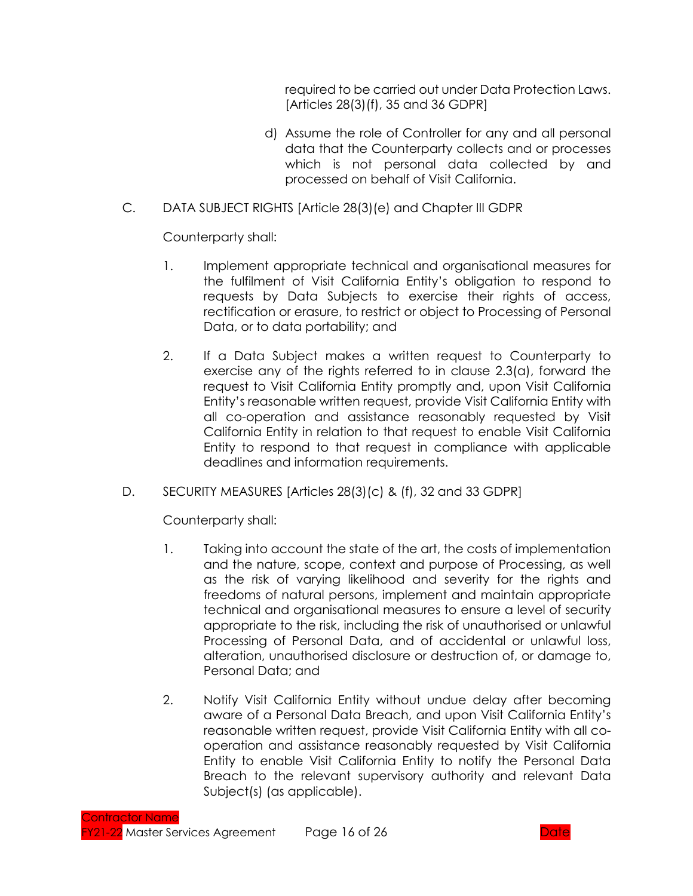required to be carried out under Data Protection Laws. [Articles 28(3)(f), 35 and 36 GDPR]

d) Assume the role of Controller for any and all personal data that the Counterparty collects and or processes which is not personal data collected by and processed on behalf of Visit California.

C. DATA SUBJECT RIGHTS [Article 28(3)(e) and Chapter III GDPR

Counterparty shall:

1. Implement appropriate technical and organisational measures for the fulfilment of Visit California Entity's obligation to respond to requests by Data Subjects to exercise their rights of access, rectification or erasure, to restrict or object to Processing of Personal Data, or to data portability; and

2. If a Data Subject makes a written request to Counterparty to exercise any of the rights referred to in clause 2.3(a), forward the request to Visit California Entity promptly and, upon Visit California Entity's reasonable written request, provide Visit California Entity with all co-operation and assistance reasonably requested by Visit California Entity in relation to that request to enable Visit California Entity to respond to that request in compliance with applicable deadlines and information requirements.

D. SECURITY MEASURES [Articles 28(3)(c) & (f), 32 and 33 GDPR]

Counterparty shall:

1. Taking into account the state of the art, the costs of implementation and the nature, scope, context and purpose of Processing, as well as the risk of varying likelihood and severity for the rights and freedoms of natural persons, implement and maintain appropriate technical and organisational measures to ensure a level of security appropriate to the risk, including the risk of unauthorised or unlawful Processing of Personal Data, and of accidental or unlawful loss, alteration, unauthorised disclosure or destruction of, or damage to, Personal Data; and

2. Notify Visit California Entity without undue delay after becoming aware of a Personal Data Breach, and upon Visit California Entity's reasonable written request, provide Visit California Entity with all co-operation and assistance reasonably requested by Visit California Entity to enable Visit California Entity to notify the Personal Data Breach to the relevant supervisory authority and relevant Data Subject(s) (as applicable).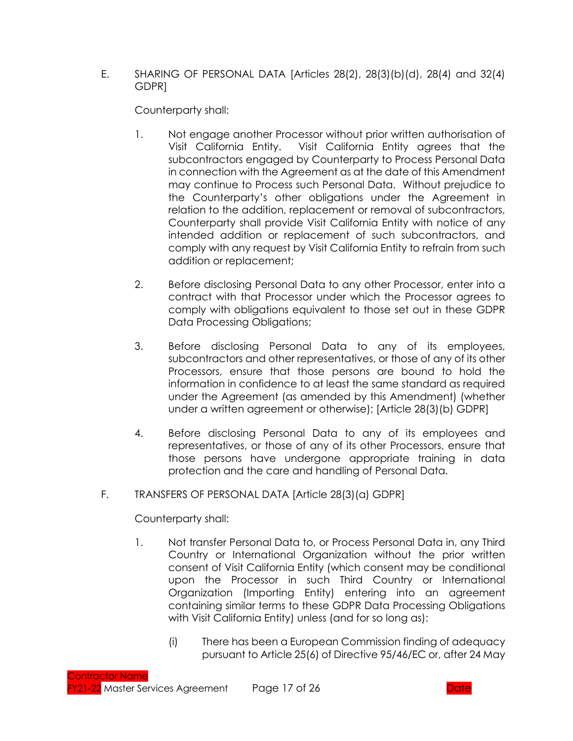E. SHARING OF PERSONAL DATA [Articles 28(2), 28(3)(b)(d), 28(4) and 32(4) GDPR]

Counterparty shall:

1. Not engage another Processor without prior written authorisation of Visit California Entity. Visit California Entity agrees that the subcontractors engaged by Counterparty to Process Personal Data in connection with the Agreement as at the date of this Amendment may continue to Process such Personal Data. Without prejudice to the Counterparty's other obligations under the Agreement in relation to the addition, replacement or removal of subcontractors, Counterparty shall provide Visit California Entity with notice of any intended addition or replacement of such subcontractors, and comply with any request by Visit California Entity to refrain from such addition or replacement;

2. Before disclosing Personal Data to any other Processor, enter into a contract with that Processor under which the Processor agrees to comply with obligations equivalent to those set out in these GDPR Data Processing Obligations;

3. Before disclosing Personal Data to any of its employees, subcontractors and other representatives, or those of any of its other Processors, ensure that those persons are bound to hold the information in confidence to at least the same standard as required under the Agreement (as amended by this Amendment) (whether under a written agreement or otherwise); [Article 28(3)(b) GDPR]

4. Before disclosing Personal Data to any of its employees and representatives, or those of any of its other Processors, ensure that those persons have undergone appropriate training in data protection and the care and handling of Personal Data.

F. TRANSFERS OF PERSONAL DATA [Article 28(3)(a) GDPR]

Counterparty shall:

1. Not transfer Personal Data to, or Process Personal Data in, any Third Country or International Organization without the prior written consent of Visit California Entity (which consent may be conditional upon the Processor in such Third Country or International Organization (Importing Entity) entering into an agreement containing similar terms to these GDPR Data Processing Obligations with Visit California Entity) unless (and for so long as):

   (i) There has been a European Commission finding of adequacy pursuant to Article 25(6) of Directive 95/46/EC or, after 24 May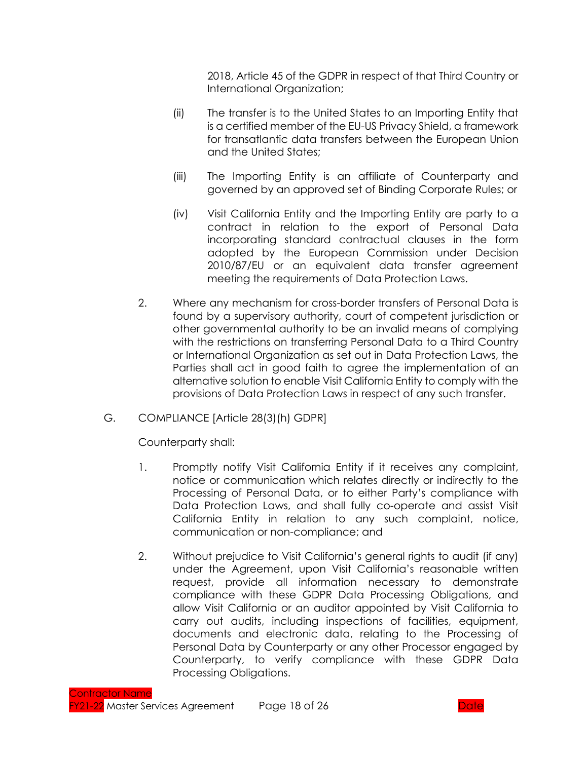2018, Article 45 of the GDPR in respect of that Third Country or International Organization;

(ii) The transfer is to the United States to an Importing Entity that is a certified member of the EU-US Privacy Shield, a framework for transatlantic data transfers between the European Union and the United States;

(iii) The Importing Entity is an affiliate of Counterparty and governed by an approved set of Binding Corporate Rules; or

(iv) Visit California Entity and the Importing Entity are party to a contract in relation to the export of Personal Data incorporating standard contractual clauses in the form adopted by the European Commission under Decision 2010/87/EU or an equivalent data transfer agreement meeting the requirements of Data Protection Laws.

2. Where any mechanism for cross-border transfers of Personal Data is found by a supervisory authority, court of competent jurisdiction or other governmental authority to be an invalid means of complying with the restrictions on transferring Personal Data to a Third Country or International Organization as set out in Data Protection Laws, the Parties shall act in good faith to agree the implementation of an alternative solution to enable Visit California Entity to comply with the provisions of Data Protection Laws in respect of any such transfer.

G. COMPLIANCE [Article 28(3)(h) GDPR]

Counterparty shall:

1. Promptly notify Visit California Entity if it receives any complaint, notice or communication which relates directly or indirectly to the Processing of Personal Data, or to either Party's compliance with Data Protection Laws, and shall fully co-operate and assist Visit California Entity in relation to any such complaint, notice, communication or non-compliance; and

2. Without prejudice to Visit California's general rights to audit (if any) under the Agreement, upon Visit California's reasonable written request, provide all information necessary to demonstrate compliance with these GDPR Data Processing Obligations, and allow Visit California or an auditor appointed by Visit California to carry out audits, including inspections of facilities, equipment, documents and electronic data, relating to the Processing of Personal Data by Counterparty or any other Processor engaged by Counterparty, to verify compliance with these GDPR Data Processing Obligations.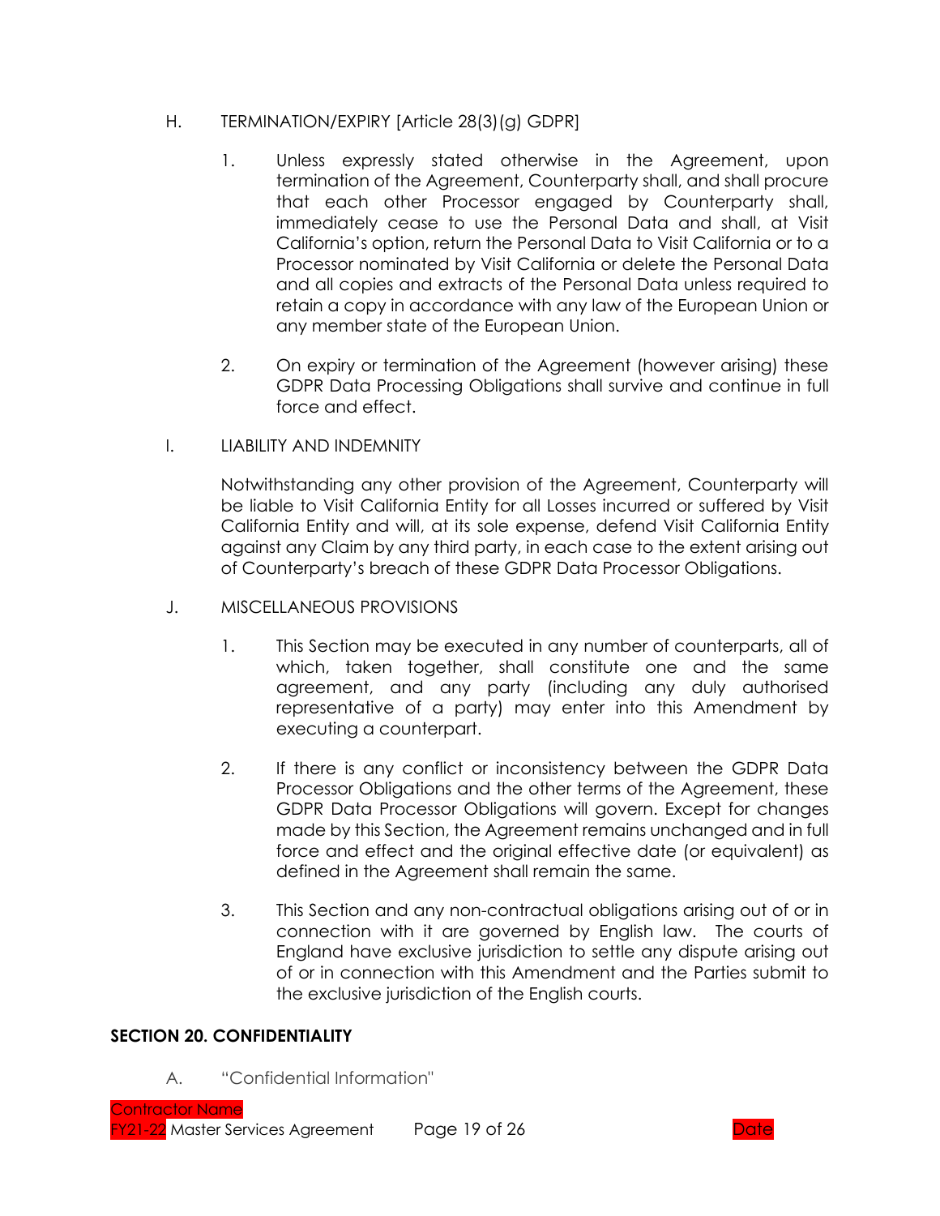H. TERMINATION/EXPIRY [Article 28(3)(g) GDPR]

1. Unless expressly stated otherwise in the Agreement, upon termination of the Agreement, Counterparty shall, and shall procure that each other Processor engaged by Counterparty shall, immediately cease to use the Personal Data and shall, at Visit California's option, return the Personal Data to Visit California or to a Processor nominated by Visit California or delete the Personal Data and all copies and extracts of the Personal Data unless required to retain a copy in accordance with any law of the European Union or any member state of the European Union.

2. On expiry or termination of the Agreement (however arising) these GDPR Data Processing Obligations shall survive and continue in full force and effect.

I. LIABILITY AND INDEMNITY

Notwithstanding any other provision of the Agreement, Counterparty will be liable to Visit California Entity for all Losses incurred or suffered by Visit California Entity and will, at its sole expense, defend Visit California Entity against any Claim by any third party, in each case to the extent arising out of Counterparty's breach of these GDPR Data Processor Obligations.

J. MISCELLANEOUS PROVISIONS

1. This Section may be executed in any number of counterparts, all of which, taken together, shall constitute one and the same agreement, and any party (including any duly authorised representative of a party) may enter into this Amendment by executing a counterpart.

2. If there is any conflict or inconsistency between the GDPR Data Processor Obligations and the other terms of the Agreement, these GDPR Data Processor Obligations will govern. Except for changes made by this Section, the Agreement remains unchanged and in full force and effect and the original effective date (or equivalent) as defined in the Agreement shall remain the same.

3. This Section and any non-contractual obligations arising out of or in connection with it are governed by English law. The courts of England have exclusive jurisdiction to settle any dispute arising out of or in connection with this Amendment and the Parties submit to the exclusive jurisdiction of the English courts.

## SECTION 20. CONFIDENTIALITY

A. "Confidential Information"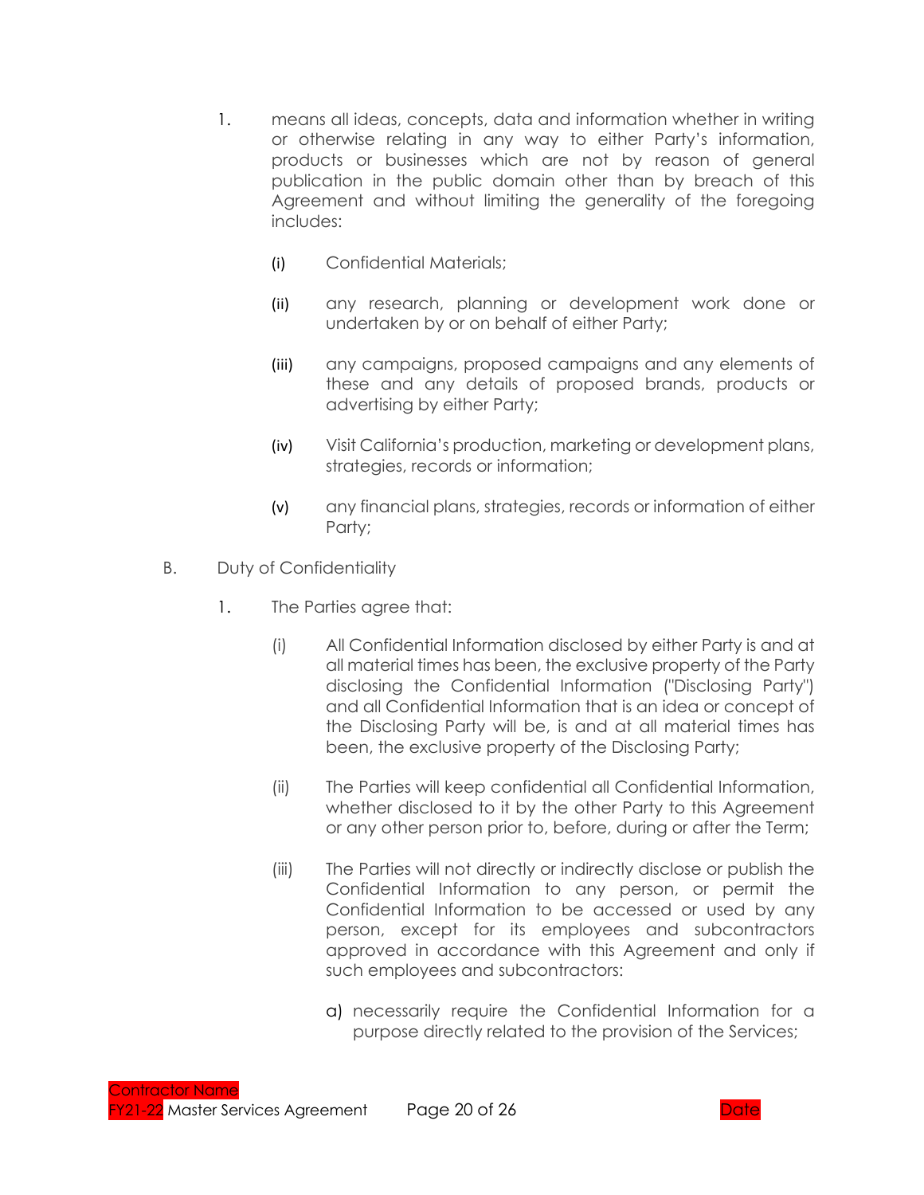1. means all ideas, concepts, data and information whether in writing or otherwise relating in any way to either Party's information, products or businesses which are not of general publication in the public domain other than by breach of this Agreement and without limiting the generality of the foregoing includes:

   (i) Confidential Materials;

   (ii) any research, planning or development work done or undertaken by or on behalf of either Party;

   (iii) any campaigns, proposed campaigns and any elements of these and any details of proposed brands, products or advertising by either Party;

   (iv) Visit California's production, marketing or development plans, strategies, records or information;

   (v) any financial plans, strategies, records or information of either Party;

B. Duty of Confidentiality

1. The Parties agree that:

   (i) All Confidential Information disclosed by either Party is and at all material times has been, the exclusive property of the Party disclosing the Confidential Information ("Disclosing Party") and all Confidential Information that is an idea or concept of the Disclosing Party will be, is and at all material times has been, the exclusive property of the Disclosing Party;

   (ii) The Parties will keep confidential all Confidential Information, whether disclosed to it by the other Party to this Agreement or any other person prior to, before, during or after the Term;

   (iii) The Parties will not directly or indirectly disclose or publish the Confidential Information to any person, or permit the Confidential Information to be accessed or used by any person, except for its employees and subcontractors approved in accordance with this Agreement and only if such employees and subcontractors:

      a) necessarily require the Confidential Information for a purpose directly related to the provision of the Services;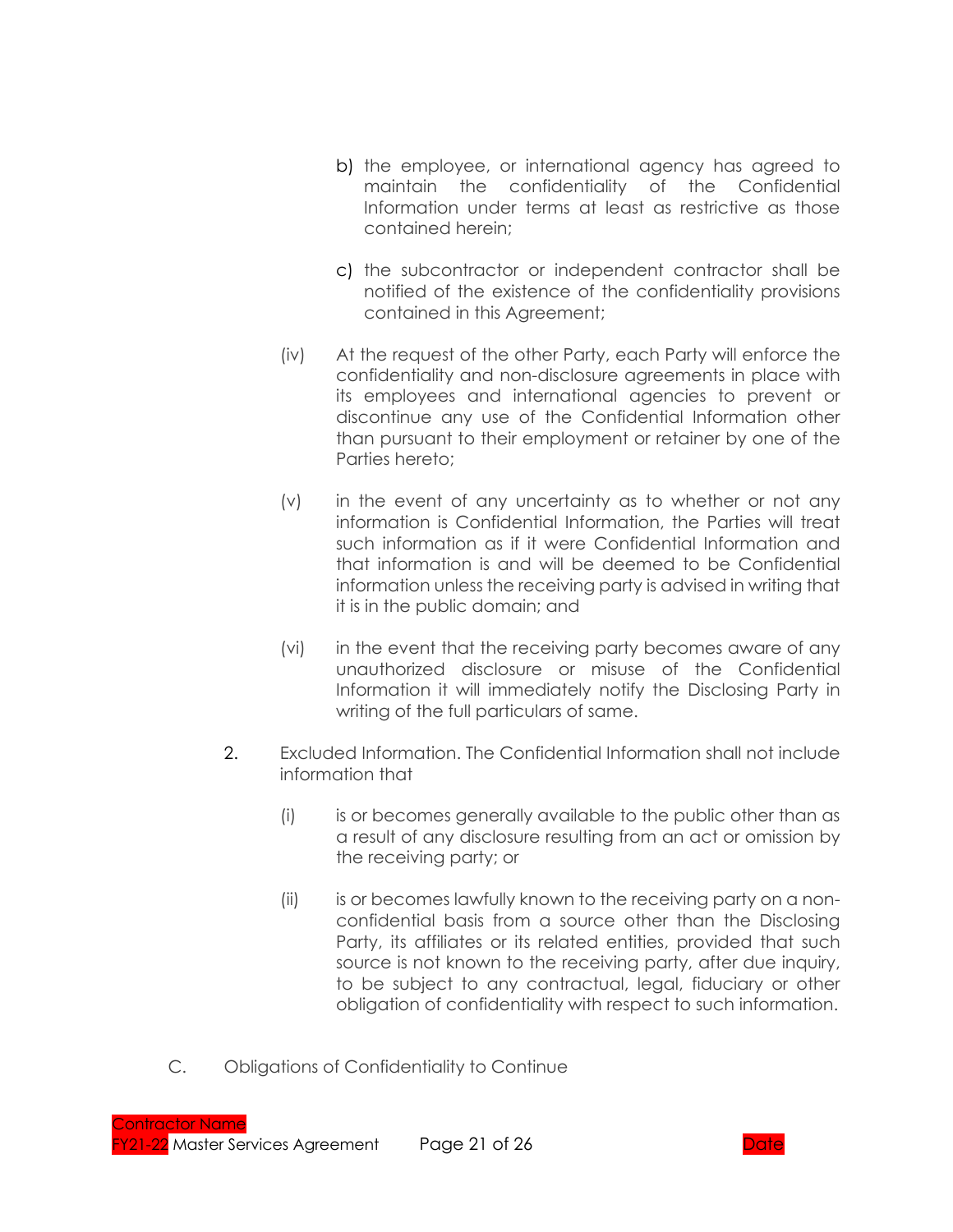b) the employee, or international agency has agreed to maintain the confidentiality of the Confidential Information under terms at least as restrictive as those contained herein;

c) the subcontractor or independent contractor shall be notified of the existence of the confidentiality provisions contained in this Agreement;

(iv) At the request of the other Party, each Party will enforce the confidentiality and non-disclosure agreements in place with its employees and international agencies to prevent or discontinue any use of the Confidential Information other than pursuant to their employment or retainer by one of the Parties hereto;

(v) in the event of any uncertainty as to whether or not any information is Confidential Information, the Parties will treat such information as if it were Confidential Information and that information is and will be deemed to be Confidential information unless the receiving party is advised in writing that it is in the public domain; and

(vi) in the event that the receiving party becomes aware of any unauthorized disclosure or misuse of the Confidential Information it will immediately notify the Disclosing Party in writing of the full particulars of same.

2. Excluded Information. The Confidential Information shall not include information that

(i) is or becomes generally available to the public other than as a result of any disclosure resulting from an act or omission by the receiving party; or

(ii) is or becomes lawfully known to the receiving party on a non-confidential basis from a source other than the Disclosing Party, its affiliates or its related entities, provided that such source is not known to the receiving party, after due inquiry, to be subject to any contractual, legal, fiduciary or other obligation of confidentiality with respect to such information.

C. Obligations of Confidentiality to Continue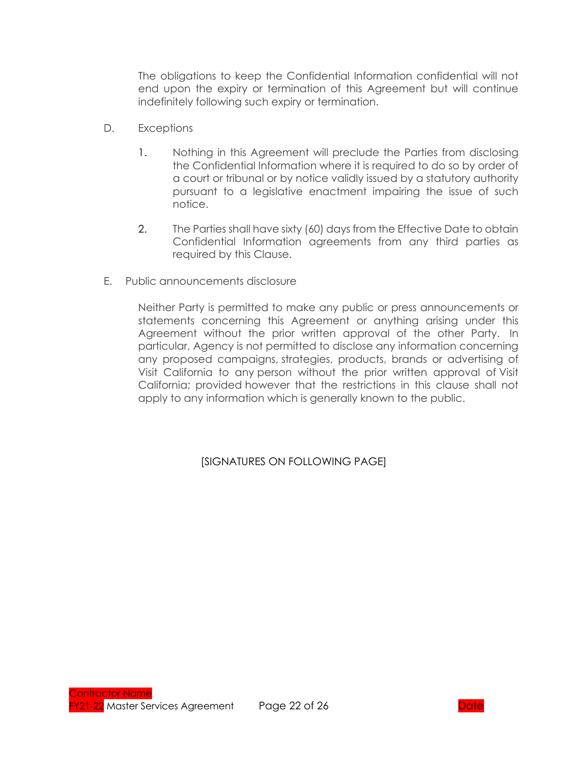The obligations to keep the Confidential Information confidential will not end upon the expiry or termination of this Agreement but will continue indefinitely following such expiry or termination.

D. Exceptions

1. Nothing in this Agreement will preclude the Parties from disclosing the Confidential Information where it is required to do so by order of a court or tribunal or by notice validly issued by a statutory authority pursuant to a legislative enactment impairing the issue of such notice.

2. The Parties shall have sixty (60) days from the Effective Date to obtain Confidential Information agreements from any third parties as required by this Clause.

E. Public announcements disclosure

Neither Party is permitted to make any public or press announcements or statements concerning this Agreement or anything arising under this Agreement without the prior written approval of the other Party. In particular, Agency is not permitted to disclose any information concerning any proposed campaigns, strategies, products, brands or advertising of Visit California to any person without the prior written approval of Visit California; provided however that the restrictions in this clause shall not apply to any information which is generally known to the public.

[SIGNATURES ON FOLLOWING PAGE]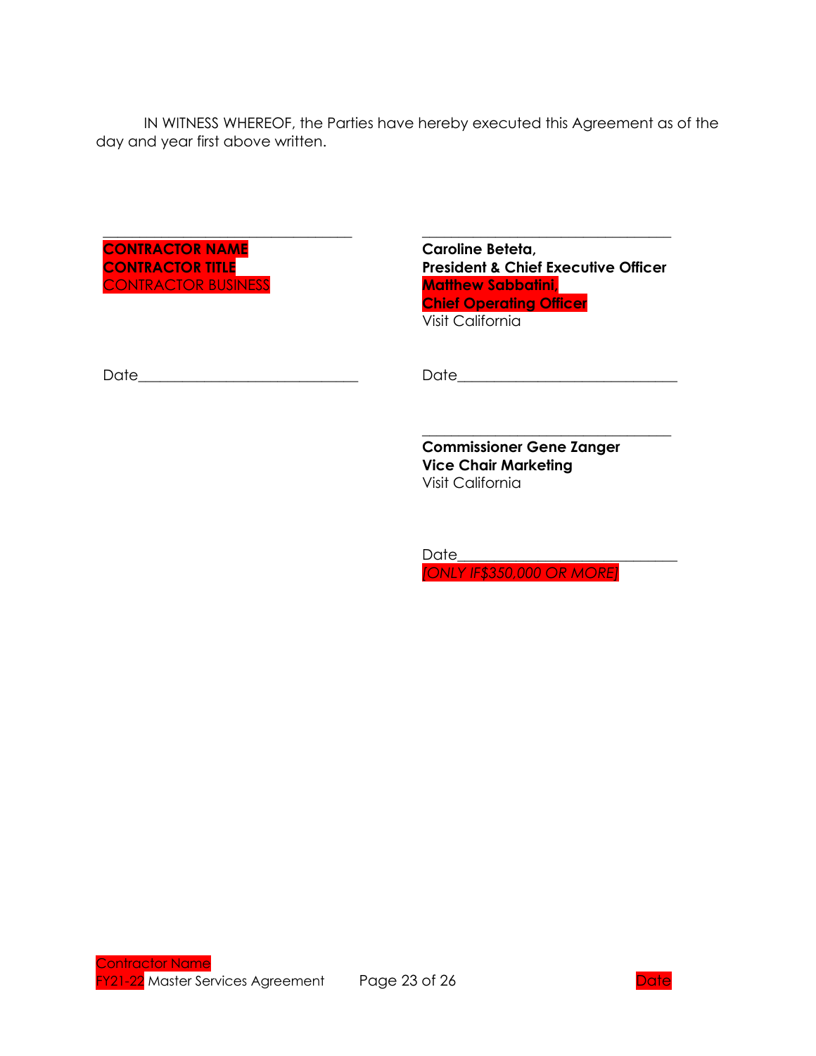IN WITNESS WHEREOF, the Parties have hereby executed this Agreement as of the day and year first above written.

\_\_\_\_\_\_\_\_\_\_\_\_\_\_\_\_\_\_\_\_\_\_\_\_\_\_\_\_\_\_\_\_\_\_
**CONTRACTOR NAME**
**CONTRACTOR TITLE**
CONTRACTOR BUSINESS

Date\_\_\_\_\_\_\_\_\_\_\_\_\_\_\_\_\_\_\_\_\_\_\_\_\_\_\_\_\_\_

\_\_\_\_\_\_\_\_\_\_\_\_\_\_\_\_\_\_\_\_\_\_\_\_\_\_\_\_\_\_\_\_\_\_
**Caroline Beteta,**
**President & Chief Executive Officer**
**Matthew Sabbatini,**
**Chief Operating Officer**
Visit California

Date\_\_\_\_\_\_\_\_\_\_\_\_\_\_\_\_\_\_\_\_\_\_\_\_\_\_\_\_\_\_

\_\_\_\_\_\_\_\_\_\_\_\_\_\_\_\_\_\_\_\_\_\_\_\_\_\_\_\_\_\_\_\_\_\_
**Commissioner Gene Zanger**
**Vice Chair Marketing**
Visit California

Date\_\_\_\_\_\_\_\_\_\_\_\_\_\_\_\_\_\_\_\_\_\_\_\_\_\_\_\_\_\_
*[ONLY IF$350,000 OR MORE]*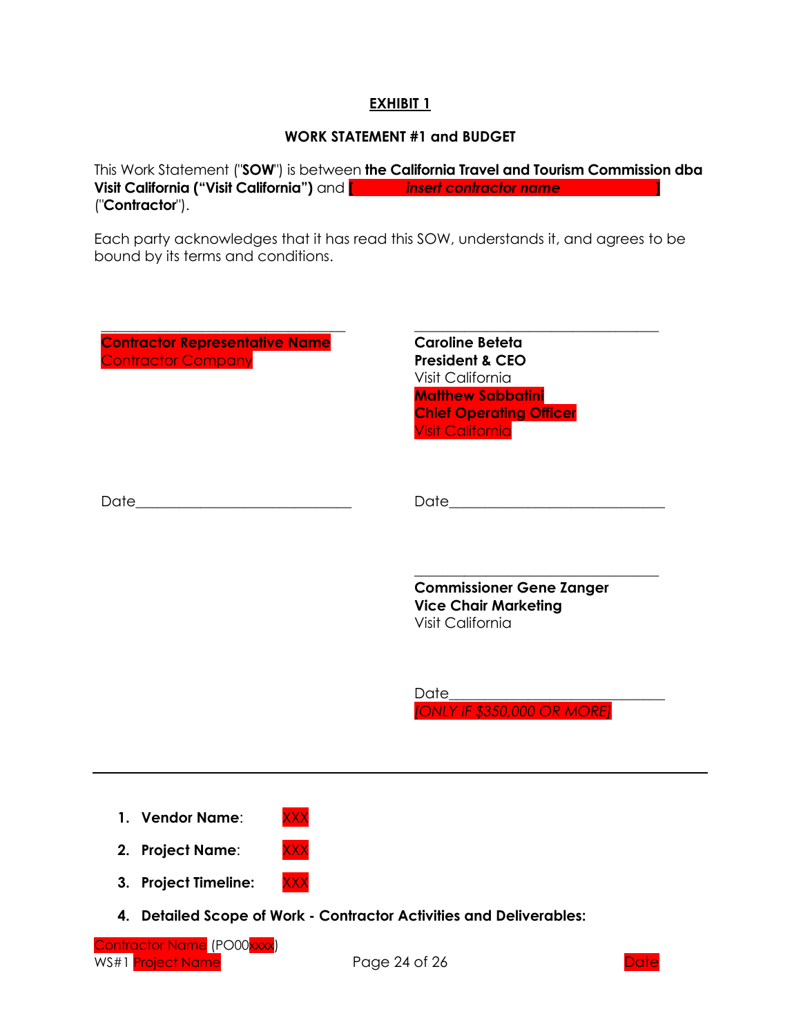**EXHIBIT 1**

**WORK STATEMENT #1 and BUDGET**

This Work Statement ("**SOW**") is between **the California Travel and Tourism Commission dba Visit California ("Visit California")** and **[ *insert contractor name* ]** ("**Contractor**").

Each party acknowledges that it has read this SOW, understands it, and agrees to be bound by its terms and conditions.

\_\_\_\_\_\_\_\_\_\_\_\_\_\_\_\_\_\_\_\_\_\_\_\_\_\_\_\_\_\_\_\_\_\_\_\_
**Contractor Representative Name**
Contractor Company

Date\_\_\_\_\_\_\_\_\_\_\_\_\_\_\_\_\_\_\_\_\_\_\_\_\_\_\_\_\_\_\_\_

\_\_\_\_\_\_\_\_\_\_\_\_\_\_\_\_\_\_\_\_\_\_\_\_\_\_\_\_\_\_\_\_\_\_\_\_
**Caroline Beteta**
**President & CEO**
Visit California
**Matthew Sabbatini**
**Chief Operating Officer**
Visit California

Date\_\_\_\_\_\_\_\_\_\_\_\_\_\_\_\_\_\_\_\_\_\_\_\_\_\_\_\_\_\_\_\_

\_\_\_\_\_\_\_\_\_\_\_\_\_\_\_\_\_\_\_\_\_\_\_\_\_\_\_\_\_\_\_\_\_\_\_\_
**Commissioner Gene Zanger**
**Vice Chair Marketing**
Visit California

Date\_\_\_\_\_\_\_\_\_\_\_\_\_\_\_\_\_\_\_\_\_\_\_\_\_\_\_\_\_\_\_\_
*[ONLY IF $350,000 OR MORE]*

---

1. **Vendor Name**: XXX
2. **Project Name**: XXX
3. **Project Timeline:** XXX
4. **Detailed Scope of Work - Contractor Activities and Deliverables:**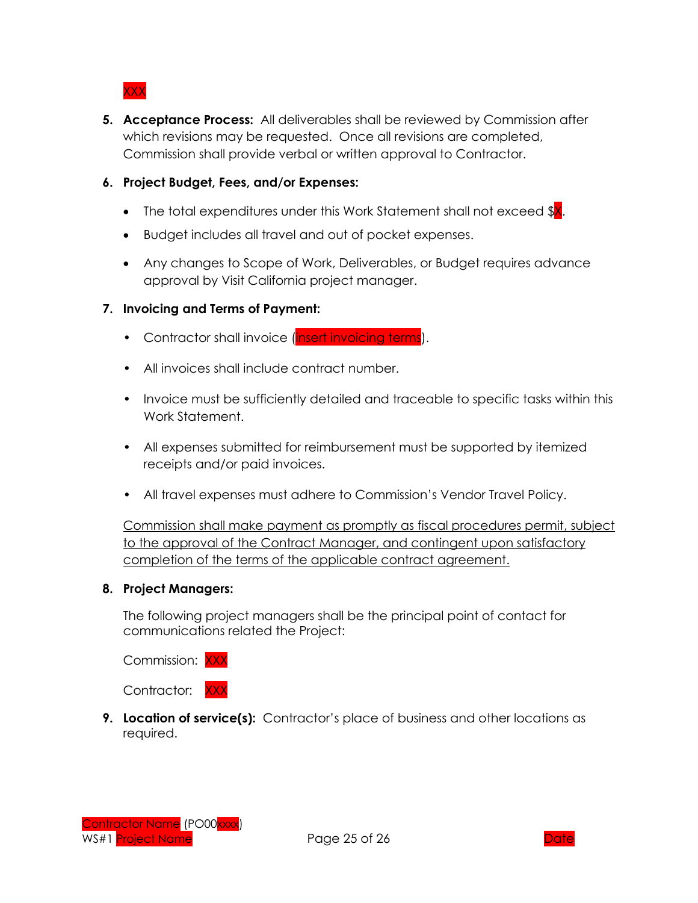XXX

5. **Acceptance Process:** All deliverables shall be reviewed by Commission after which revisions may be requested. Once all revisions are completed, Commission shall provide verbal or written approval to Contractor.

6. **Project Budget, Fees, and/or Expenses:**

   - The total expenditures under this Work Statement shall not exceed $X.
   - Budget includes all travel and out of pocket expenses.
   - Any changes to Scope of Work, Deliverables, or Budget requires advance approval by Visit California project manager.

7. **Invoicing and Terms of Payment:**

   - Contractor shall invoice (insert invoicing terms).
   - All invoices shall include contract number.
   - Invoice must be sufficiently detailed and traceable to specific tasks within this Work Statement.
   - All expenses submitted for reimbursement must be supported by itemized receipts and/or paid invoices.
   - All travel expenses must adhere to Commission's Vendor Travel Policy.

   <u>Commission shall make payment as promptly as fiscal procedures permit, subject to the approval of the Contract Manager, and contingent upon satisfactory completion of the terms of the applicable contract agreement.</u>

8. **Project Managers:**

   The following project managers shall be the principal point of contact for communications related the Project:

   Commission: XXX

   Contractor: XXX

9. **Location of service(s):** Contractor's place of business and other locations as required.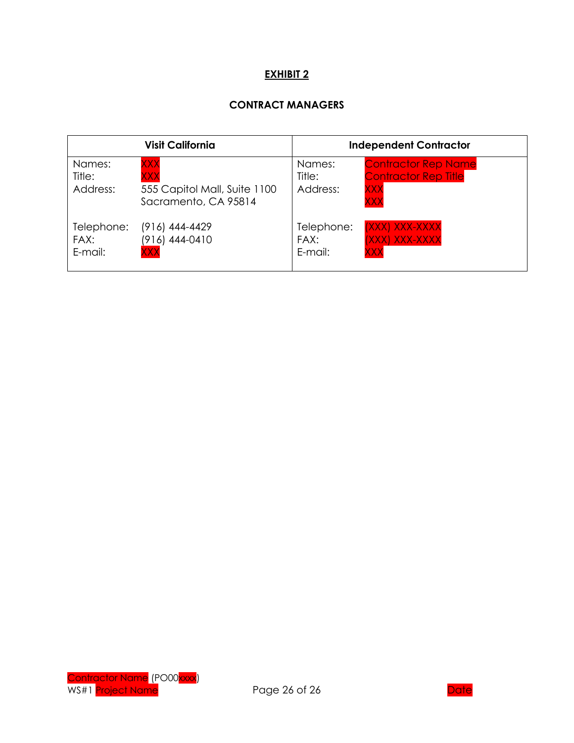**EXHIBIT 2**

**CONTRACT MANAGERS**

| Visit California | | Independent Contractor | |
|---|---|---|---|
| Names: | XXX | Names: | Contractor Rep Name |
| Title: | XXX | Title: | Contractor Rep Title |
| Address: | 555 Capitol Mall, Suite 1100<br>Sacramento, CA 95814 | Address: | XXX<br>XXX |
| Telephone: | (916) 444-4429 | Telephone: | (XXX) XXX-XXXX |
| FAX: | (916) 444-0410 | FAX: | (XXX) XXX-XXXX |
| E-mail: | XXX | E-mail: | XXX |